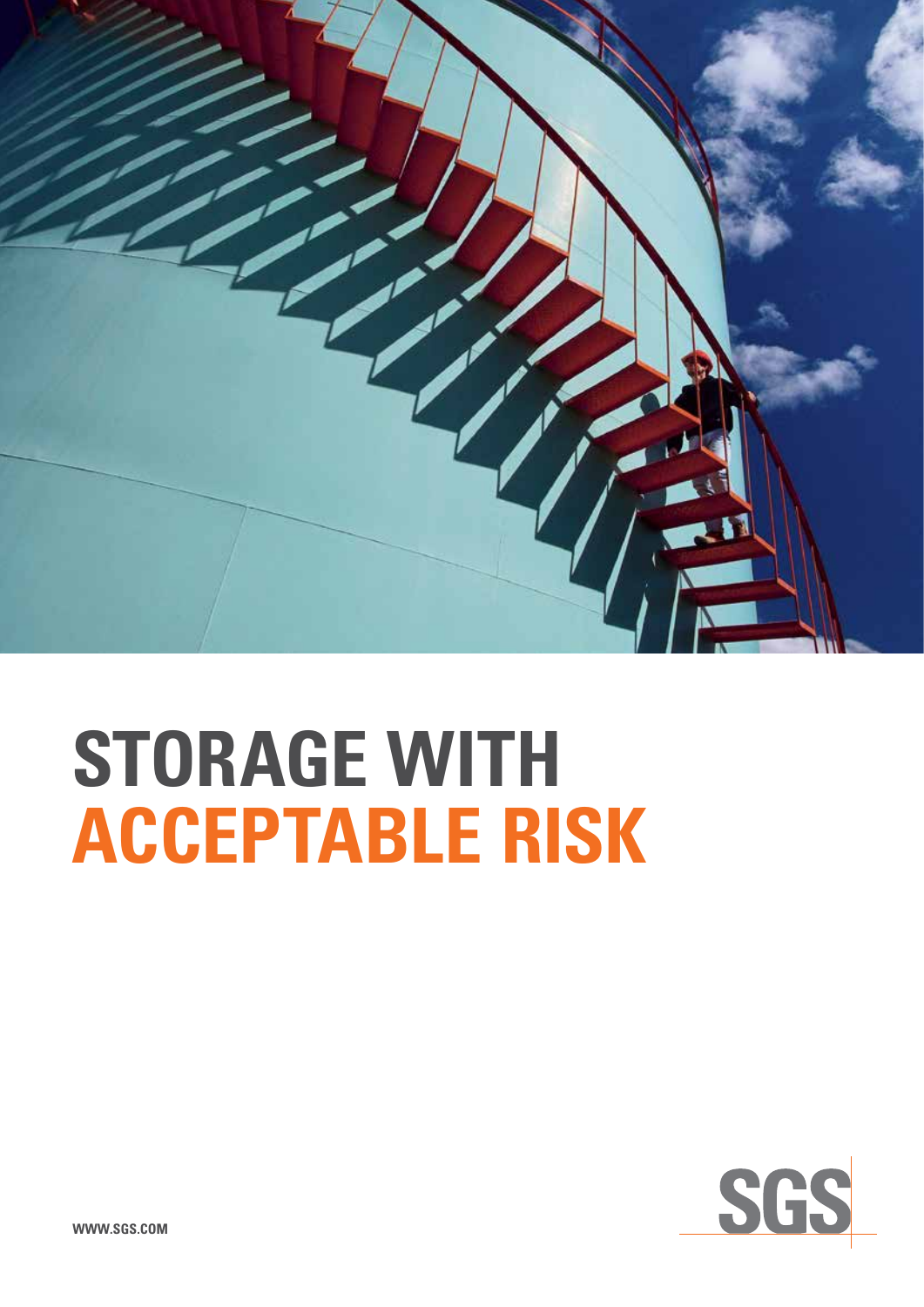# STORAGE WITH ACCEPTABLE RISK

WWW.SGS.COM

SGS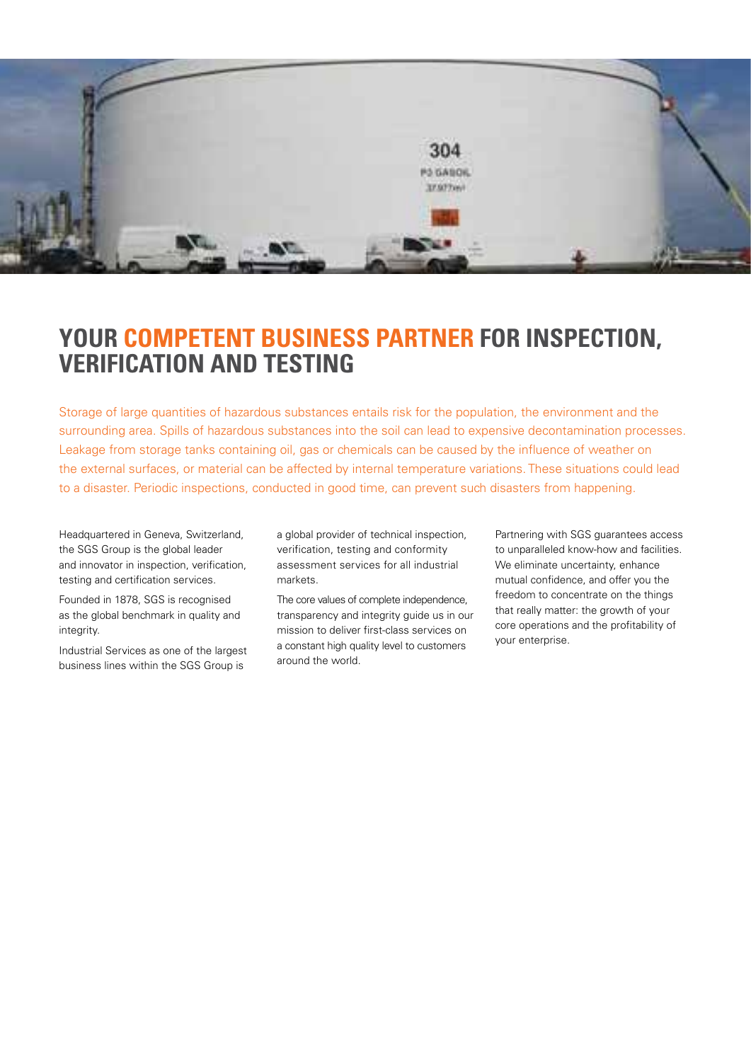# YOUR **COMPETENT BUSINESS PARTNER** FOR INSPECTION, VERIFICATION AND TESTING

Storage of large quantities of hazardous substances entails risk for the population, the environment and the surrounding area. Spills of hazardous substances into the soil can lead to expensive decontamination processes. Leakage from storage tanks containing oil, gas or chemicals can be caused by the influence of weather on the external surfaces, or material can be affected by internal temperature variations. These situations could lead to a disaster. Periodic inspections, conducted in good time, can prevent such disasters from happening.

Headquartered in Geneva, Switzerland, the SGS Group is the global leader and innovator in inspection, verification, testing and certification services.

Founded in 1878, SGS is recognised as the global benchmark in quality and integrity.

Industrial Services as one of the largest business lines within the SGS Group is a global provider of technical inspection, verification, testing and conformity assessment services for all industrial markets.

The core values of complete independence, transparency and integrity guide us in our mission to deliver first-class services on a constant high quality level to customers around the world.

Partnering with SGS guarantees access to unparalleled know-how and facilities. We eliminate uncertainty, enhance mutual confidence, and offer you the freedom to concentrate on the things that really matter: the growth of your core operations and the profitability of your enterprise.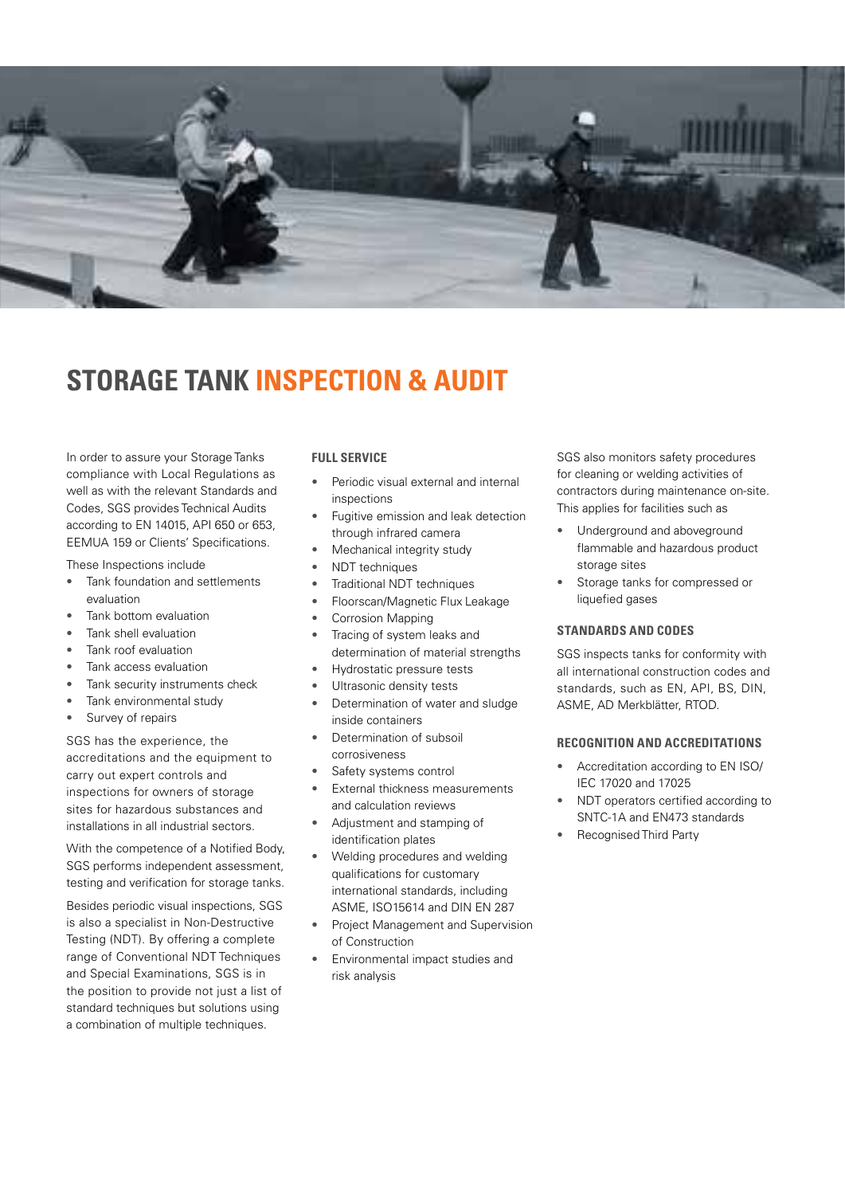# STORAGE TANK INSPECTION & AUDIT

In order to assure your Storage Tanks compliance with Local Regulations as well as with the relevant Standards and Codes, SGS provides Technical Audits according to EN 14015, API 650 or 653, EEMUA 159 or Clients' Specifications.

These Inspections include

- Tank foundation and settlements evaluation
- Tank bottom evaluation
- Tank shell evaluation
- Tank roof evaluation
- Tank access evaluation
- Tank security instruments check
- Tank environmental study
- Survey of repairs

SGS has the experience, the accreditations and the equipment to carry out expert controls and inspections for owners of storage sites for hazardous substances and installations in all industrial sectors.

With the competence of a Notified Body, SGS performs independent assessment, testing and verification for storage tanks.

Besides periodic visual inspections, SGS is also a specialist in Non-Destructive Testing (NDT). By offering a complete range of Conventional NDT Techniques and Special Examinations, SGS is in the position to provide not just a list of standard techniques but solutions using a combination of multiple techniques.

### FULL SERVICE

- Periodic visual external and internal inspections
- Fugitive emission and leak detection through infrared camera
- Mechanical integrity study
- NDT techniques
- Traditional NDT techniques
- Floorscan/Magnetic Flux Leakage
- Corrosion Mapping
- Tracing of system leaks and determination of material strengths
- Hydrostatic pressure tests
- Ultrasonic density tests
- Determination of water and sludge inside containers
- Determination of subsoil corrosiveness
- Safety systems control
- External thickness measurements and calculation reviews
- Adjustment and stamping of identification plates
- Welding procedures and welding qualifications for customary international standards, including ASME, ISO15614 and DIN EN 287
- Project Management and Supervision of Construction
- Environmental impact studies and risk analysis

SGS also monitors safety procedures for cleaning or welding activities of contractors during maintenance on-site. This applies for facilities such as

- Underground and aboveground flammable and hazardous product storage sites
- Storage tanks for compressed or liquefied gases

### STANDARDS AND CODES

SGS inspects tanks for conformity with all international construction codes and standards, such as EN, API, BS, DIN, ASME, AD Merkblätter, RTOD.

### RECOGNITION AND ACCREDITATIONS

- Accreditation according to EN ISO/IEC 17020 and 17025
- NDT operators certified according to SNTC-1A and EN473 standards
- Recognised Third Party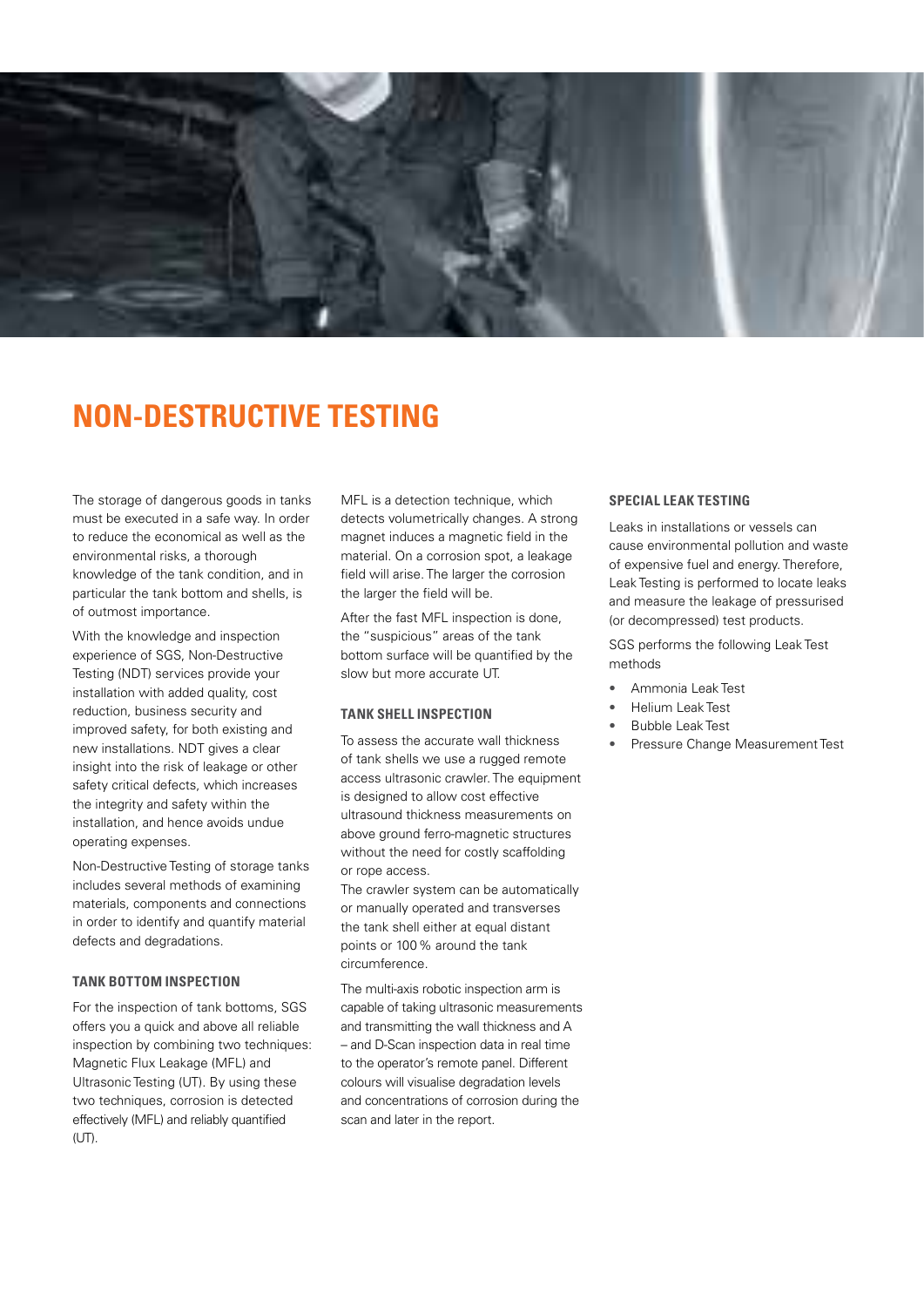# NON-DESTRUCTIVE TESTING

The storage of dangerous goods in tanks must be executed in a safe way. In order to reduce the economical as well as the environmental risks, a thorough knowledge of the tank condition, and in particular the tank bottom and shells, is of outmost importance.

With the knowledge and inspection experience of SGS, Non-Destructive Testing (NDT) services provide your installation with added quality, cost reduction, business security and improved safety, for both existing and new installations. NDT gives a clear insight into the risk of leakage or other safety critical defects, which increases the integrity and safety within the installation, and hence avoids undue operating expenses.

Non-Destructive Testing of storage tanks includes several methods of examining materials, components and connections in order to identify and quantify material defects and degradations.

### TANK BOTTOM INSPECTION

For the inspection of tank bottoms, SGS offers you a quick and above all reliable inspection by combining two techniques: Magnetic Flux Leakage (MFL) and Ultrasonic Testing (UT). By using these two techniques, corrosion is detected effectively (MFL) and reliably quantified (UT).

MFL is a detection technique, which detects volumetrically changes. A strong magnet induces a magnetic field in the material. On a corrosion spot, a leakage field will arise. The larger the corrosion the larger the field will be.

After the fast MFL inspection is done, the "suspicious" areas of the tank bottom surface will be quantified by the slow but more accurate UT.

### TANK SHELL INSPECTION

To assess the accurate wall thickness of tank shells we use a rugged remote access ultrasonic crawler. The equipment is designed to allow cost effective ultrasound thickness measurements on above ground ferro-magnetic structures without the need for costly scaffolding or rope access.
The crawler system can be automatically or manually operated and transverses the tank shell either at equal distant points or 100 % around the tank circumference.

The multi-axis robotic inspection arm is capable of taking ultrasonic measurements and transmitting the wall thickness and A – and D-Scan inspection data in real time to the operator's remote panel. Different colours will visualise degradation levels and concentrations of corrosion during the scan and later in the report.

### SPECIAL LEAK TESTING

Leaks in installations or vessels can cause environmental pollution and waste of expensive fuel and energy. Therefore, Leak Testing is performed to locate leaks and measure the leakage of pressurised (or decompressed) test products.

SGS performs the following Leak Test methods

- Ammonia Leak Test
- Helium Leak Test
- Bubble Leak Test
- Pressure Change Measurement Test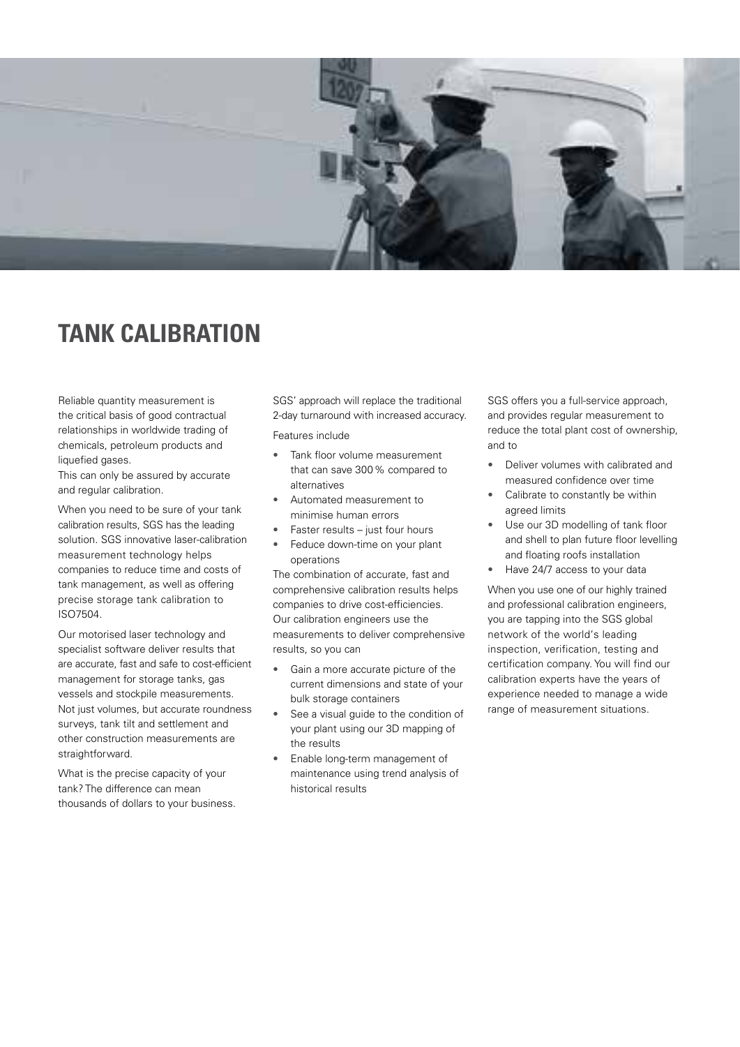# TANK CALIBRATION

Reliable quantity measurement is the critical basis of good contractual relationships in worldwide trading of chemicals, petroleum products and liquefied gases.
This can only be assured by accurate and regular calibration.

When you need to be sure of your tank calibration results, SGS has the leading solution. SGS innovative laser-calibration measurement technology helps companies to reduce time and costs of tank management, as well as offering precise storage tank calibration to ISO7504.

Our motorised laser technology and specialist software deliver results that are accurate, fast and safe to cost-efficient management for storage tanks, gas vessels and stockpile measurements. Not just volumes, but accurate roundness surveys, tank tilt and settlement and other construction measurements are straightforward.

What is the precise capacity of your tank? The difference can mean thousands of dollars to your business.

SGS' approach will replace the traditional 2-day turnaround with increased accuracy.

Features include

- Tank floor volume measurement that can save 300 % compared to alternatives
- Automated measurement to minimise human errors
- Faster results – just four hours
- Feduce down-time on your plant operations

The combination of accurate, fast and comprehensive calibration results helps companies to drive cost-efficiencies. Our calibration engineers use the measurements to deliver comprehensive results, so you can

- Gain a more accurate picture of the current dimensions and state of your bulk storage containers
- See a visual guide to the condition of your plant using our 3D mapping of the results
- Enable long-term management of maintenance using trend analysis of historical results

SGS offers you a full-service approach, and provides regular measurement to reduce the total plant cost of ownership, and to

- Deliver volumes with calibrated and measured confidence over time
- Calibrate to constantly be within agreed limits
- Use our 3D modelling of tank floor and shell to plan future floor levelling and floating roofs installation
- Have 24/7 access to your data

When you use one of our highly trained and professional calibration engineers, you are tapping into the SGS global network of the world's leading inspection, verification, testing and certification company. You will find our calibration experts have the years of experience needed to manage a wide range of measurement situations.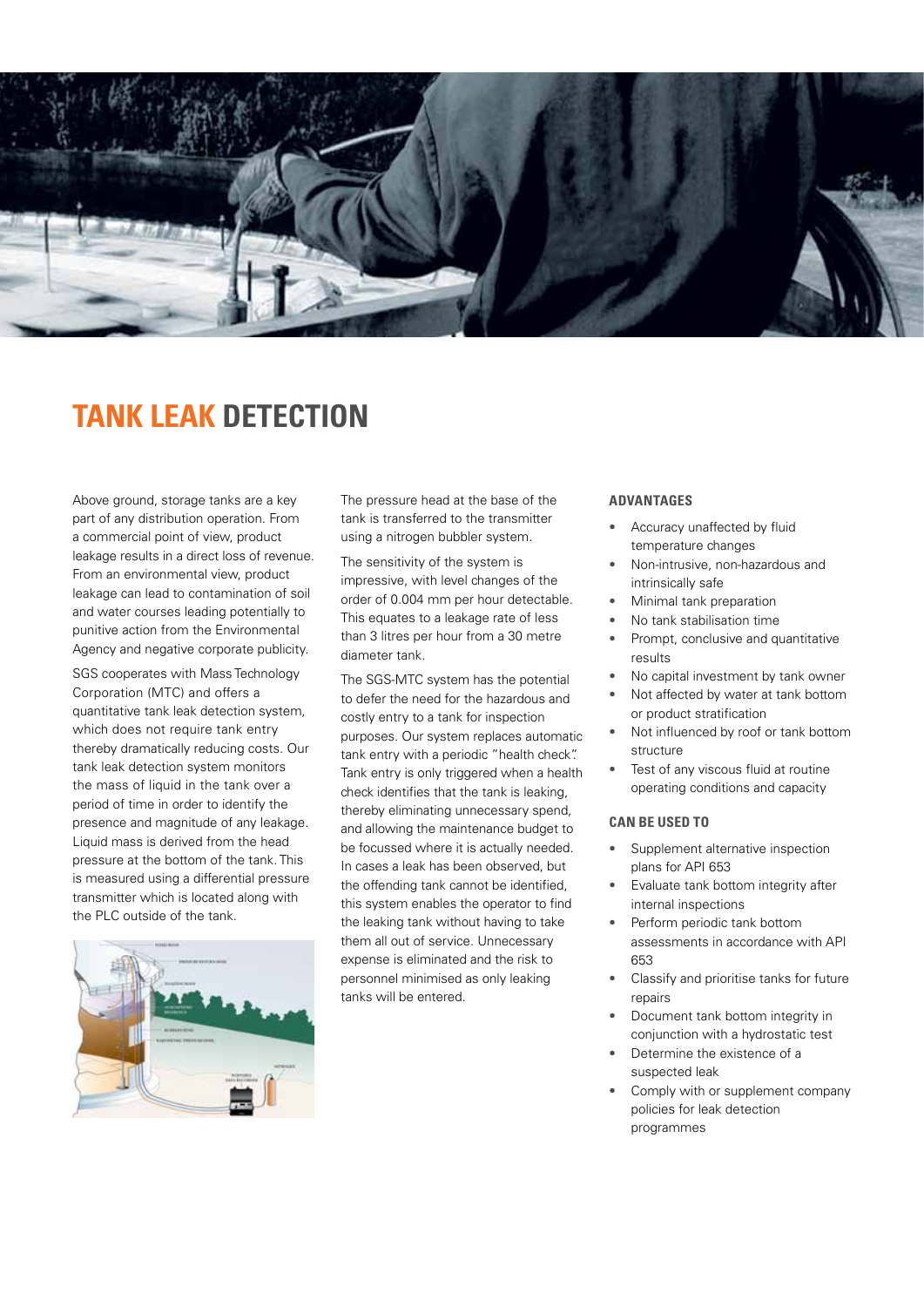# TANK LEAK DETECTION

Above ground, storage tanks are a key part of any distribution operation. From a commercial point of view, product leakage results in a direct loss of revenue. From an environmental view, product leakage can lead to contamination of soil and water courses leading potentially to punitive action from the Environmental Agency and negative corporate publicity.

SGS cooperates with Mass Technology Corporation (MTC) and offers a quantitative tank leak detection system, which does not require tank entry thereby dramatically reducing costs. Our tank leak detection system monitors the mass of liquid in the tank over a period of time in order to identify the presence and magnitude of any leakage. Liquid mass is derived from the head pressure at the bottom of the tank. This is measured using a differential pressure transmitter which is located along with the PLC outside of the tank.

The pressure head at the base of the tank is transferred to the transmitter using a nitrogen bubbler system.

The sensitivity of the system is impressive, with level changes of the order of 0.004 mm per hour detectable. This equates to a leakage rate of less than 3 litres per hour from a 30 metre diameter tank.

The SGS-MTC system has the potential to defer the need for the hazardous and costly entry to a tank for inspection purposes. Our system replaces automatic tank entry with a periodic "health check". Tank entry is only triggered when a health check identifies that the tank is leaking, thereby eliminating unnecessary spend, and allowing the maintenance budget to be focussed where it is actually needed. In cases a leak has been observed, but the offending tank cannot be identified, this system enables the operator to find the leaking tank without having to take them all out of service. Unnecessary expense is eliminated and the risk to personnel minimised as only leaking tanks will be entered.

### ADVANTAGES

- Accuracy unaffected by fluid temperature changes
- Non-intrusive, non-hazardous and intrinsically safe
- Minimal tank preparation
- No tank stabilisation time
- Prompt, conclusive and quantitative results
- No capital investment by tank owner
- Not affected by water at tank bottom or product stratification
- Not influenced by roof or tank bottom structure
- Test of any viscous fluid at routine operating conditions and capacity

### CAN BE USED TO

- Supplement alternative inspection plans for API 653
- Evaluate tank bottom integrity after internal inspections
- Perform periodic tank bottom assessments in accordance with API 653
- Classify and prioritise tanks for future repairs
- Document tank bottom integrity in conjunction with a hydrostatic test
- Determine the existence of a suspected leak
- Comply with or supplement company policies for leak detection programmes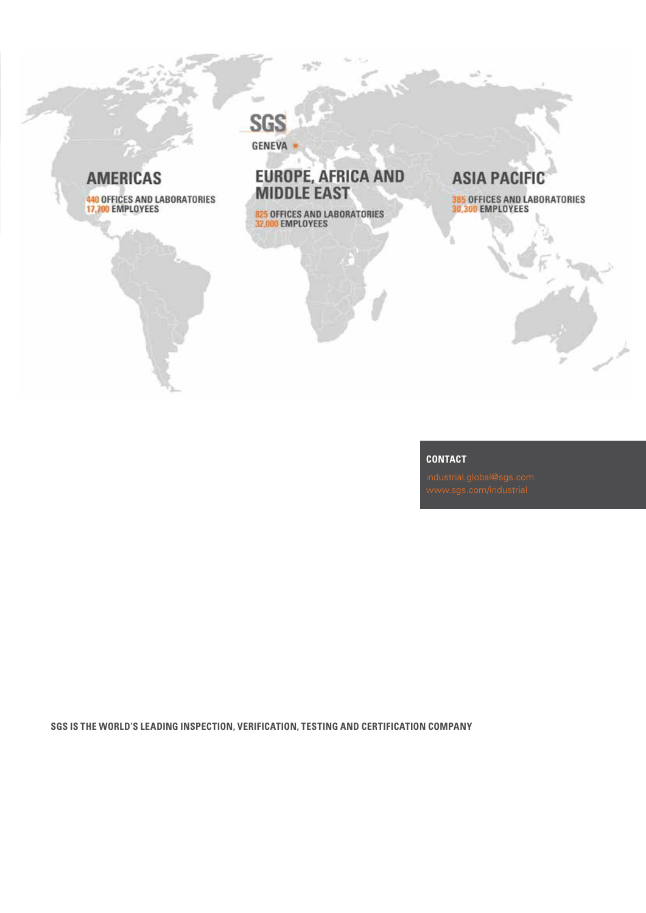SGS

GENEVA

## AMERICAS

440 OFFICES AND LABORATORIES
17,700 EMPLOYEES

## EUROPE, AFRICA AND MIDDLE EAST

825 OFFICES AND LABORATORIES
32,000 EMPLOYEES

## ASIA PACIFIC

385 OFFICES AND LABORATORIES
30,300 EMPLOYEES

**CONTACT**

industrial.global@sgs.com
www.sgs.com/industrial

**SGS IS THE WORLD'S LEADING INSPECTION, VERIFICATION, TESTING AND CERTIFICATION COMPANY**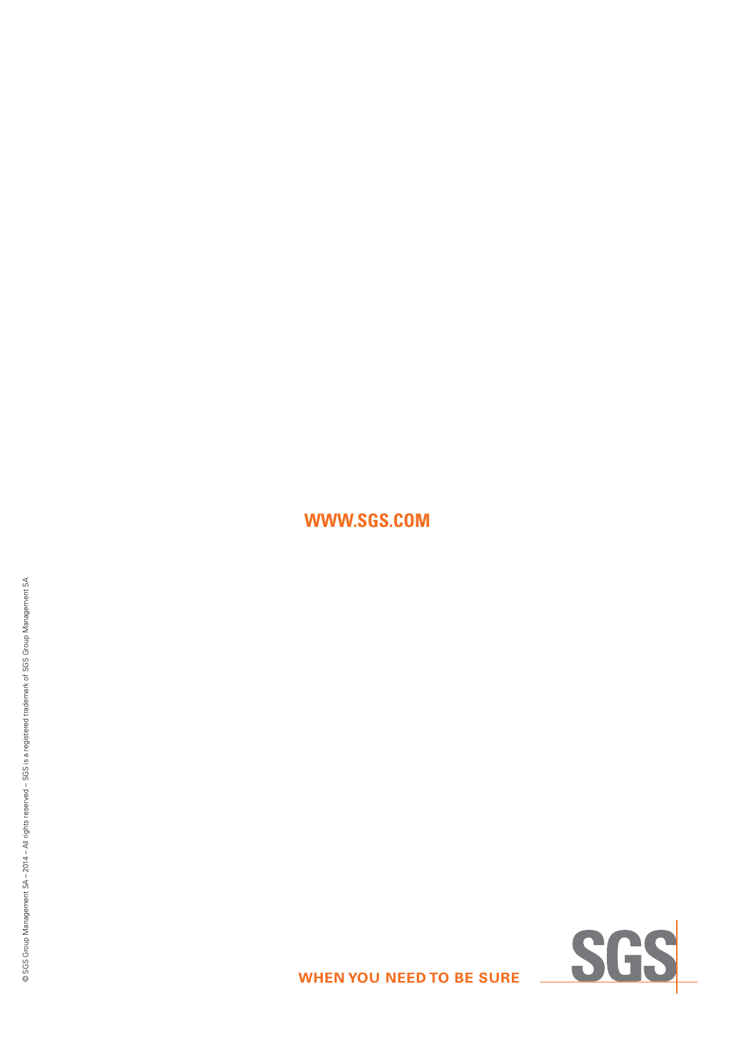**WWW.SGS.COM**

© SGS Group Management SA – 2014 – All rights reserved – SGS is a registered trademark of SGS Group Management SA

**WHEN YOU NEED TO BE SURE**

SGS